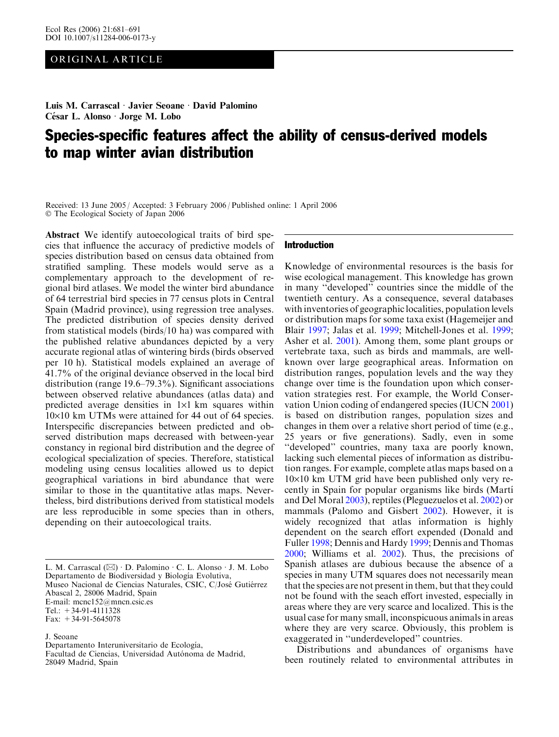ORIGINAL ARTICLE

**Luis M. Carrascal · Javier Seoane · David Palomino César L. Alonso · Jorge M. Lobo**

# Species-specific features affect the ability of census-derived models to map winter avian distribution

Received: 13 June 2005 / Accepted: 3 February 2006 / Published online: 1 April 2006
© The Ecological Society of Japan 2006

**Abstract** We identify autoecological traits of bird species that influence the accuracy of predictive models of species distribution based on census data obtained from stratified sampling. These models would serve as a complementary approach to the development of regional bird atlases. We model the winter bird abundance of 64 terrestrial bird species in 77 census plots in Central Spain (Madrid province), using regression tree analyses. The predicted distribution of species density derived from statistical models (birds/10 ha) was compared with the published relative abundances depicted by a very accurate regional atlas of wintering birds (birds observed per 10 h). Statistical models explained an average of 41.7% of the original deviance observed in the local bird distribution (range 19.6–79.3%). Significant associations between observed relative abundances (atlas data) and predicted average densities in 1×1 km squares within 10×10 km UTMs were attained for 44 out of 64 species. Interspecific discrepancies between predicted and observed distribution maps decreased with between-year constancy in regional bird distribution and the degree of ecological specialization of species. Therefore, statistical modeling using census localities allowed us to depict geographical variations in bird abundance that were similar to those in the quantitative atlas maps. Nevertheless, bird distributions derived from statistical models are less reproducible in some species than in others, depending on their autoecological traits.

L. M. Carrascal (✉) · D. Palomino · C. L. Alonso · J. M. Lobo
Departamento de Biodiversidad y Biología Evolutiva,
Museo Nacional de Ciencias Naturales, CSIC, C/José Gutiérrez Abascal 2, 28006 Madrid, Spain
E-mail: mcnc152@mncn.csic.es
Tel.: +34-91-4111328
Fax: +34-91-5645078

J. Seoane
Departamento Interuniversitario de Ecología,
Facultad de Ciencias, Universidad Autónoma de Madrid,
28049 Madrid, Spain

## Introduction

Knowledge of environmental resources is the basis for wise ecological management. This knowledge has grown in many "developed" countries since the middle of the twentieth century. As a consequence, several databases with inventories of geographic localities, population levels or distribution maps for some taxa exist (Hagemeijer and Blair 1997; Jalas et al. 1999; Mitchell-Jones et al. 1999; Asher et al. 2001). Among them, some plant groups or vertebrate taxa, such as birds and mammals, are well-known over large geographical areas. Information on distribution ranges, population levels and the way they change over time is the foundation upon which conservation strategies rest. For example, the World Conservation Union coding of endangered species (IUCN 2001) is based on distribution ranges, population sizes and changes in them over a relative short period of time (e.g., 25 years or five generations). Sadly, even in some "developed" countries, many taxa are poorly known, lacking such elemental pieces of information as distribution ranges. For example, complete atlas maps based on a 10×10 km UTM grid have been published only very recently in Spain for popular organisms like birds (Martí and Del Moral 2003), reptiles (Pleguezuelos et al. 2002) or mammals (Palomo and Gisbert 2002). However, it is widely recognized that atlas information is highly dependent on the search effort expended (Donald and Fuller 1998; Dennis and Hardy 1999; Dennis and Thomas 2000; Williams et al. 2002). Thus, the precisions of Spanish atlases are dubious because the absence of a species in many UTM squares does not necessarily mean that the species are not present in them, but that they could not be found with the seach effort invested, especially in areas where they are very scarce and localized. This is the usual case for many small, inconspicuous animals in areas where they are very scarce. Obviously, this problem is exaggerated in "underdeveloped" countries.

Distributions and abundances of organisms have been routinely related to environmental attributes in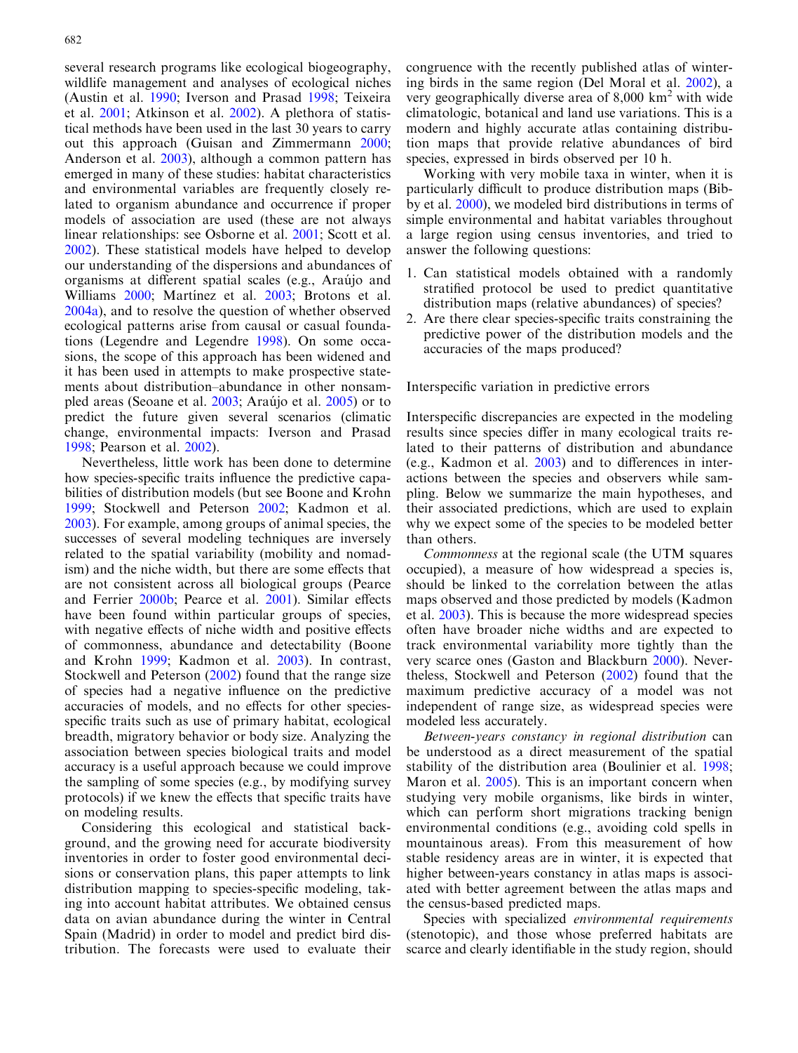several research programs like ecological biogeography, wildlife management and analyses of ecological niches (Austin et al. 1990; Iverson and Prasad 1998; Teixeira et al. 2001; Atkinson et al. 2002). A plethora of statistical methods have been used in the last 30 years to carry out this approach (Guisan and Zimmermann 2000; Anderson et al. 2003), although a common pattern has emerged in many of these studies: habitat characteristics and environmental variables are frequently closely related to organism abundance and occurrence if proper models of association are used (these are not always linear relationships: see Osborne et al. 2001; Scott et al. 2002). These statistical models have helped to develop our understanding of the dispersions and abundances of organisms at different spatial scales (e.g., Araújo and Williams 2000; Martínez et al. 2003; Brotons et al. 2004a), and to resolve the question of whether observed ecological patterns arise from causal or casual foundations (Legendre and Legendre 1998). On some occasions, the scope of this approach has been widened and it has been used in attempts to make prospective statements about distribution–abundance in other nonsampled areas (Seoane et al. 2003; Araújo et al. 2005) or to predict the future given several scenarios (climatic change, environmental impacts: Iverson and Prasad 1998; Pearson et al. 2002).

Nevertheless, little work has been done to determine how species-specific traits influence the predictive capabilities of distribution models (but see Boone and Krohn 1999; Stockwell and Peterson 2002; Kadmon et al. 2003). For example, among groups of animal species, the successes of several modeling techniques are inversely related to the spatial variability (mobility and nomadism) and the niche width, but there are some effects that are not consistent across all biological groups (Pearce and Ferrier 2000b; Pearce et al. 2001). Similar effects have been found within particular groups of species, with negative effects of niche width and positive effects of commonness, abundance and detectability (Boone and Krohn 1999; Kadmon et al. 2003). In contrast, Stockwell and Peterson (2002) found that the range size of species had a negative influence on the predictive accuracies of models, and no effects for other species-specific traits such as use of primary habitat, ecological breadth, migratory behavior or body size. Analyzing the association between species biological traits and model accuracy is a useful approach because we could improve the sampling of some species (e.g., by modifying survey protocols) if we knew the effects that specific traits have on modeling results.

Considering this ecological and statistical background, and the growing need for accurate biodiversity inventories in order to foster good environmental decisions or conservation plans, this paper attempts to link distribution mapping to species-specific modeling, taking into account habitat attributes. We obtained census data on avian abundance during the winter in Central Spain (Madrid) in order to model and predict bird distribution. The forecasts were used to evaluate their congruence with the recently published atlas of wintering birds in the same region (Del Moral et al. 2002), a very geographically diverse area of 8,000 km$^2$ with wide climatologic, botanical and land use variations. This is a modern and highly accurate atlas containing distribution maps that provide relative abundances of bird species, expressed in birds observed per 10 h.

Working with very mobile taxa in winter, when it is particularly difficult to produce distribution maps (Bibby et al. 2000), we modeled bird distributions in terms of simple environmental and habitat variables throughout a large region using census inventories, and tried to answer the following questions:

1. Can statistical models obtained with a randomly stratified protocol be used to predict quantitative distribution maps (relative abundances) of species?
2. Are there clear species-specific traits constraining the predictive power of the distribution models and the accuracies of the maps produced?

## Interspecific variation in predictive errors

Interspecific discrepancies are expected in the modeling results since species differ in many ecological traits related to their patterns of distribution and abundance (e.g., Kadmon et al. 2003) and to differences in interactions between the species and observers while sampling. Below we summarize the main hypotheses, and their associated predictions, which are used to explain why we expect some of the species to be modeled better than others.

*Commonness* at the regional scale (the UTM squares occupied), a measure of how widespread a species is, should be linked to the correlation between the atlas maps observed and those predicted by models (Kadmon et al. 2003). This is because the more widespread species often have broader niche widths and are expected to track environmental variability more tightly than the very scarce ones (Gaston and Blackburn 2000). Nevertheless, Stockwell and Peterson (2002) found that the maximum predictive accuracy of a model was not independent of range size, as widespread species were modeled less accurately.

*Between-years constancy in regional distribution* can be understood as a direct measurement of the spatial stability of the distribution area (Boulinier et al. 1998; Maron et al. 2005). This is an important concern when studying very mobile organisms, like birds in winter, which can perform short migrations tracking benign environmental conditions (e.g., avoiding cold spells in mountainous areas). From this measurement of how stable residency areas are in winter, it is expected that higher between-years constancy in atlas maps is associated with better agreement between the atlas maps and the census-based predicted maps.

Species with specialized *environmental requirements* (stenotopic), and those whose preferred habitats are scarce and clearly identifiable in the study region, should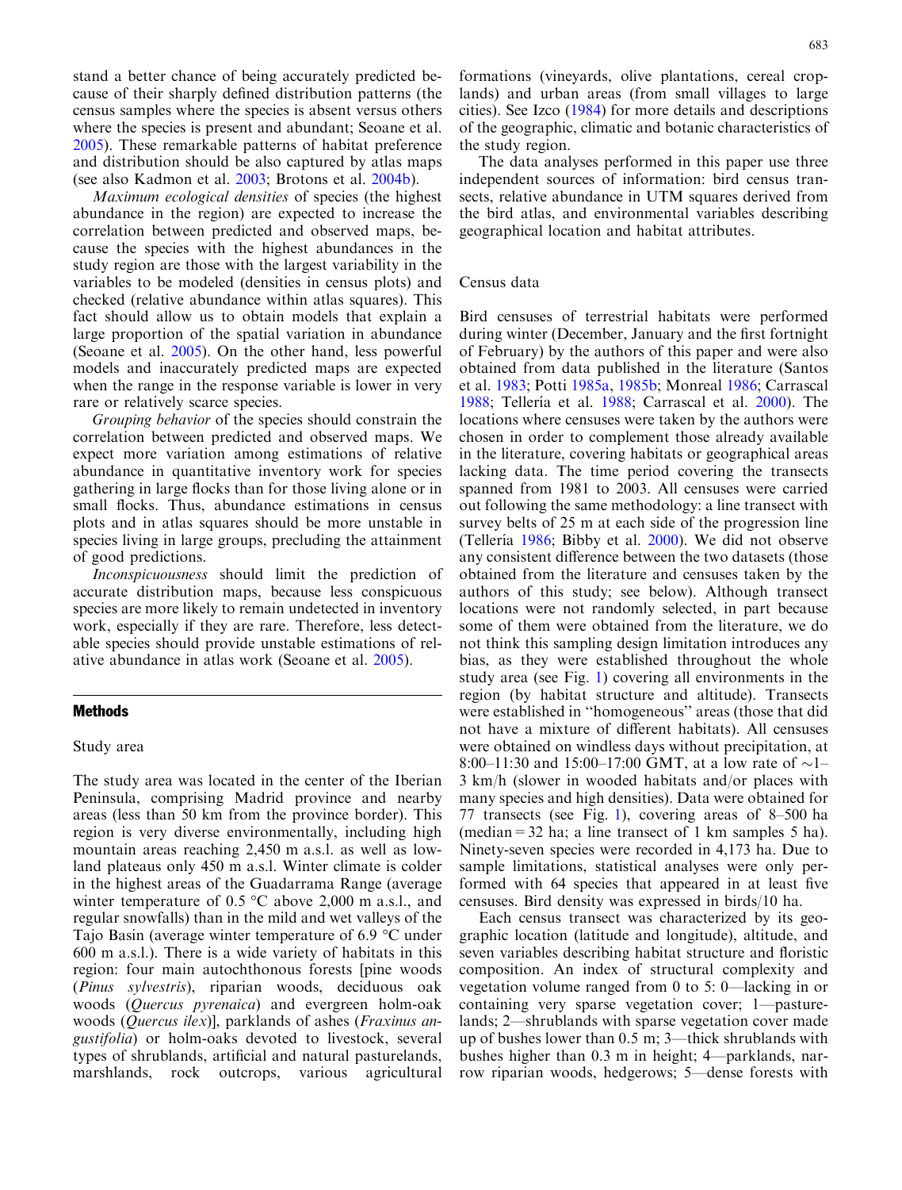stand a better chance of being accurately predicted because of their sharply defined distribution patterns (the census samples where the species is absent versus others where the species is present and abundant; Seoane et al. 2005). These remarkable patterns of habitat preference and distribution should be also captured by atlas maps (see also Kadmon et al. 2003; Brotons et al. 2004b).

*Maximum ecological densities* of species (the highest abundance in the region) are expected to increase the correlation between predicted and observed maps, because the species with the highest abundances in the study region are those with the largest variability in the variables to be modeled (densities in census plots) and checked (relative abundance within atlas squares). This fact should allow us to obtain models that explain a large proportion of the spatial variation in abundance (Seoane et al. 2005). On the other hand, less powerful models and inaccurately predicted maps are expected when the range in the response variable is lower in very rare or relatively scarce species.

*Grouping behavior* of the species should constrain the correlation between predicted and observed maps. We expect more variation among estimations of relative abundance in quantitative inventory work for species gathering in large flocks than for those living alone or in small flocks. Thus, abundance estimations in census plots and in atlas squares should be more unstable in species living in large groups, precluding the attainment of good predictions.

*Inconspicuousness* should limit the prediction of accurate distribution maps, because less conspicuous species are more likely to remain undetected in inventory work, especially if they are rare. Therefore, less detectable species should provide unstable estimations of relative abundance in atlas work (Seoane et al. 2005).

## Methods

### Study area

The study area was located in the center of the Iberian Peninsula, comprising Madrid province and nearby areas (less than 50 km from the province border). This region is very diverse environmentally, including high mountain areas reaching 2,450 m a.s.l. as well as lowland plateaus only 450 m a.s.l. Winter climate is colder in the highest areas of the Guadarrama Range (average winter temperature of 0.5 °C above 2,000 m a.s.l., and regular snowfalls) than in the mild and wet valleys of the Tajo Basin (average winter temperature of 6.9 °C under 600 m a.s.l.). There is a wide variety of habitats in this region: four main autochthonous forests [pine woods (*Pinus sylvestris*), riparian woods, deciduous oak woods (*Quercus pyrenaica*) and evergreen holm-oak woods (*Quercus ilex*)], parklands of ashes (*Fraxinus angustifolia*) or holm-oaks devoted to livestock, several types of shrublands, artificial and natural pasturelands, marshlands, rock outcrops, various agricultural formations (vineyards, olive plantations, cereal croplands) and urban areas (from small villages to large cities). See Izco (1984) for more details and descriptions of the geographic, climatic and botanic characteristics of the study region.

The data analyses performed in this paper use three independent sources of information: bird census transects, relative abundance in UTM squares derived from the bird atlas, and environmental variables describing geographical location and habitat attributes.

### Census data

Bird censuses of terrestrial habitats were performed during winter (December, January and the first fortnight of February) by the authors of this paper and were also obtained from data published in the literature (Santos et al. 1983; Potti 1985a, 1985b; Monreal 1986; Carrascal 1988; Tellería et al. 1988; Carrascal et al. 2000). The locations where censuses were taken by the authors were chosen in order to complement those already available in the literature, covering habitats or geographical areas lacking data. The time period covering the transects spanned from 1981 to 2003. All censuses were carried out following the same methodology: a line transect with survey belts of 25 m at each side of the progression line (Tellería 1986; Bibby et al. 2000). We did not observe any consistent difference between the two datasets (those obtained from the literature and censuses taken by the authors of this study; see below). Although transect locations were not randomly selected, in part because some of them were obtained from the literature, we do not think this sampling design limitation introduces any bias, as they were established throughout the whole study area (see Fig. 1) covering all environments in the region (by habitat structure and altitude). Transects were established in "homogeneous" areas (those that did not have a mixture of different habitats). All censuses were obtained on windless days without precipitation, at 8:00–11:30 and 15:00–17:00 GMT, at a low rate of ~1–3 km/h (slower in wooded habitats and/or places with many species and high densities). Data were obtained for 77 transects (see Fig. 1), covering areas of 8–500 ha (median = 32 ha; a line transect of 1 km samples 5 ha). Ninety-seven species were recorded in 4,173 ha. Due to sample limitations, statistical analyses were only performed with 64 species that appeared in at least five censuses. Bird density was expressed in birds/10 ha.

Each census transect was characterized by its geographic location (latitude and longitude), altitude, and seven variables describing habitat structure and floristic composition. An index of structural complexity and vegetation volume ranged from 0 to 5: 0—lacking in or containing very sparse vegetation cover; 1—pasturelands; 2—shrublands with sparse vegetation cover made up of bushes lower than 0.5 m; 3—thick shrublands with bushes higher than 0.3 m in height; 4—parklands, narrow riparian woods, hedgerows; 5—dense forests with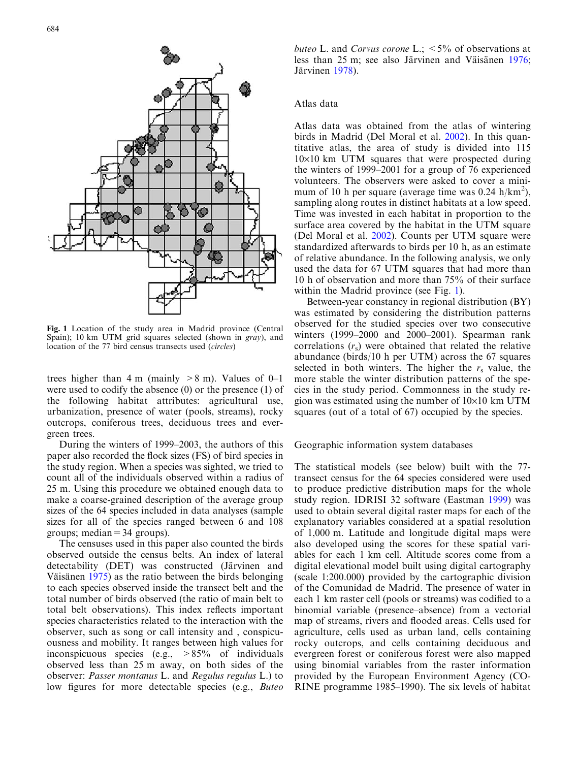Fig. 1 Location of the study area in Madrid province (Central Spain); 10 km UTM grid squares selected (shown in *gray*), and location of the 77 bird census transects used (*circles*)

trees higher than 4 m (mainly >8 m). Values of 0–1 were used to codify the absence (0) or the presence (1) of the following habitat attributes: agricultural use, urbanization, presence of water (pools, streams), rocky outcrops, coniferous trees, deciduous trees and evergreen trees.

During the winters of 1999–2003, the authors of this paper also recorded the flock sizes (FS) of bird species in the study region. When a species was sighted, we tried to count all of the individuals observed within a radius of 25 m. Using this procedure we obtained enough data to make a coarse-grained description of the average group sizes of the 64 species included in data analyses (sample sizes for all of the species ranged between 6 and 108 groups; median = 34 groups).

The censuses used in this paper also counted the birds observed outside the census belts. An index of lateral detectability (DET) was constructed (Järvinen and Väisänen 1975) as the ratio between the birds belonging to each species observed inside the transect belt and the total number of birds observed (the ratio of main belt to total belt observations). This index reflects important species characteristics related to the interaction with the observer, such as song or call intensity and , conspicuousness and mobility. It ranges between high values for inconspicuous species (e.g., >85% of individuals observed less than 25 m away, on both sides of the observer: *Passer montanus* L. and *Regulus regulus* L.) to low figures for more detectable species (e.g., *Buteo buteo* L. and *Corvus corone* L.; <5% of observations at less than 25 m; see also Järvinen and Väisänen 1976; Järvinen 1978).

## Atlas data

Atlas data was obtained from the atlas of wintering birds in Madrid (Del Moral et al. 2002). In this quantitative atlas, the area of study is divided into 115 10×10 km UTM squares that were prospected during the winters of 1999–2001 for a group of 76 experienced volunteers. The observers were asked to cover a minimum of 10 h per square (average time was 0.24 h/km$^2$), sampling along routes in distinct habitats at a low speed. Time was invested in each habitat in proportion to the surface area covered by the habitat in the UTM square (Del Moral et al. 2002). Counts per UTM square were standardized afterwards to birds per 10 h, as an estimate of relative abundance. In the following analysis, we only used the data for 67 UTM squares that had more than 10 h of observation and more than 75% of their surface within the Madrid province (see Fig. 1).

Between-year constancy in regional distribution (BY) was estimated by considering the distribution patterns observed for the studied species over two consecutive winters (1999–2000 and 2000–2001). Spearman rank correlations ($r_s$) were obtained that related the relative abundance (birds/10 h per UTM) across the 67 squares selected in both winters. The higher the $r_s$ value, the more stable the winter distribution patterns of the species in the study period. Commonness in the study region was estimated using the number of 10×10 km UTM squares (out of a total of 67) occupied by the species.

## Geographic information system databases

The statistical models (see below) built with the 77-transect census for the 64 species considered were used to produce predictive distribution maps for the whole study region. IDRISI 32 software (Eastman 1999) was used to obtain several digital raster maps for each of the explanatory variables considered at a spatial resolution of 1,000 m. Latitude and longitude digital maps were also developed using the scores for these spatial variables for each 1 km cell. Altitude scores come from a digital elevational model built using digital cartography (scale 1:200.000) provided by the cartographic division of the Comunidad de Madrid. The presence of water in each 1 km raster cell (pools or streams) was codified to a binomial variable (presence–absence) from a vectorial map of streams, rivers and flooded areas. Cells used for agriculture, cells used as urban land, cells containing rocky outcrops, and cells containing deciduous and evergreen forest or coniferous forest were also mapped using binomial variables from the raster information provided by the European Environment Agency (CORINE programme 1985–1990). The six levels of habitat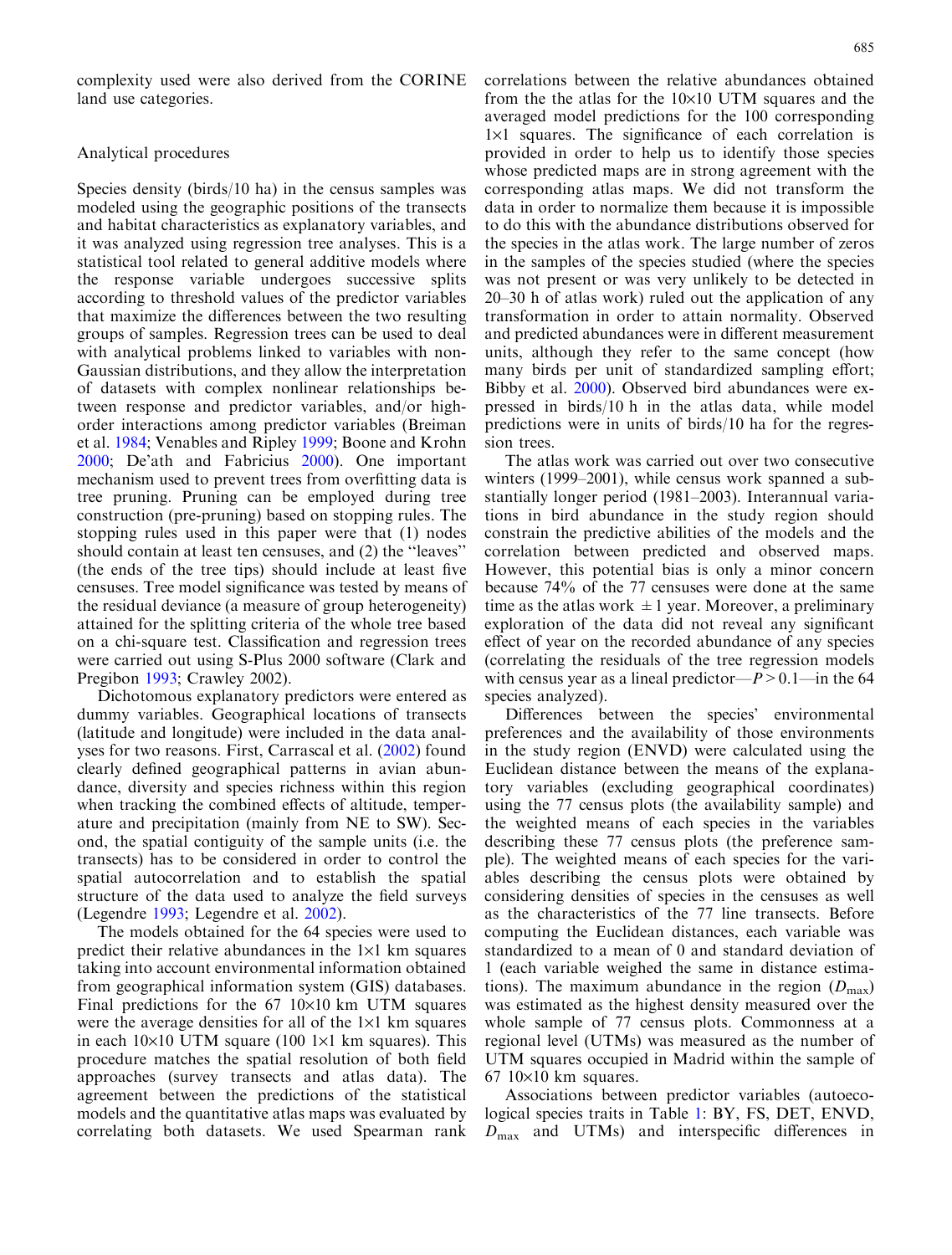complexity used were also derived from the CORINE land use categories.

## Analytical procedures

Species density (birds/10 ha) in the census samples was modeled using the geographic positions of the transects and habitat characteristics as explanatory variables, and it was analyzed using regression tree analyses. This is a statistical tool related to general additive models where the response variable undergoes successive splits according to threshold values of the predictor variables that maximize the differences between the two resulting groups of samples. Regression trees can be used to deal with analytical problems linked to variables with non-Gaussian distributions, and they allow the interpretation of datasets with complex nonlinear relationships between response and predictor variables, and/or high-order interactions among predictor variables (Breiman et al. 1984; Venables and Ripley 1999; Boone and Krohn 2000; De'ath and Fabricius 2000). One important mechanism used to prevent trees from overfitting data is tree pruning. Pruning can be employed during tree construction (pre-pruning) based on stopping rules. The stopping rules used in this paper were that (1) nodes should contain at least ten censuses, and (2) the "leaves" (the ends of the tree tips) should include at least five censuses. Tree model significance was tested by means of the residual deviance (a measure of group heterogeneity) attained for the splitting criteria of the whole tree based on a chi-square test. Classification and regression trees were carried out using S-Plus 2000 software (Clark and Pregibon 1993; Crawley 2002).

Dichotomous explanatory predictors were entered as dummy variables. Geographical locations of transects (latitude and longitude) were included in the data analyses for two reasons. First, Carrascal et al. (2002) found clearly defined geographical patterns in avian abundance, diversity and species richness within this region when tracking the combined effects of altitude, temperature and precipitation (mainly from NE to SW). Second, the spatial contiguity of the sample units (i.e. the transects) has to be considered in order to control the spatial autocorrelation and to establish the spatial structure of the data used to analyze the field surveys (Legendre 1993; Legendre et al. 2002).

The models obtained for the 64 species were used to predict their relative abundances in the 1×1 km squares taking into account environmental information obtained from geographical information system (GIS) databases. Final predictions for the 67 10×10 km UTM squares were the average densities for all of the 1×1 km squares in each 10×10 UTM square (100 1×1 km squares). This procedure matches the spatial resolution of both field approaches (survey transects and atlas data). The agreement between the predictions of the statistical models and the quantitative atlas maps was evaluated by correlating both datasets. We used Spearman rank correlations between the relative abundances obtained from the the atlas for the 10×10 UTM squares and the averaged model predictions for the 100 corresponding 1×1 squares. The significance of each correlation is provided in order to help us to identify those species whose predicted maps are in strong agreement with the corresponding atlas maps. We did not transform the data in order to normalize them because it is impossible to do this with the abundance distributions observed for the species in the atlas work. The large number of zeros in the samples of the species studied (where the species was not present or was very unlikely to be detected in 20–30 h of atlas work) ruled out the application of any transformation in order to attain normality. Observed and predicted abundances were in different measurement units, although they refer to the same concept (how many birds per unit of standardized sampling effort; Bibby et al. 2000). Observed bird abundances were expressed in birds/10 h in the atlas data, while model predictions were in units of birds/10 ha for the regression trees.

The atlas work was carried out over two consecutive winters (1999–2001), while census work spanned a substantially longer period (1981–2003). Interannual variations in bird abundance in the study region should constrain the predictive abilities of the models and the correlation between predicted and observed maps. However, this potential bias is only a minor concern because 74% of the 77 censuses were done at the same time as the atlas work ±1 year. Moreover, a preliminary exploration of the data did not reveal any significant effect of year on the recorded abundance of any species (correlating the residuals of the tree regression models with census year as a lineal predictor—$P > 0.1$—in the 64 species analyzed).

Differences between the species' environmental preferences and the availability of those environments in the study region (ENVD) were calculated using the Euclidean distance between the means of the explanatory variables (excluding geographical coordinates) using the 77 census plots (the availability sample) and the weighted means of each species in the variables describing these 77 census plots (the preference sample). The weighted means of each species for the variables describing the census plots were obtained by considering densities of species in the censuses as well as the characteristics of the 77 line transects. Before computing the Euclidean distances, each variable was standardized to a mean of 0 and standard deviation of 1 (each variable weighed the same in distance estimations). The maximum abundance in the region ($D_{\max}$) was estimated as the highest density measured over the whole sample of 77 census plots. Commonness at a regional level (UTMs) was measured as the number of UTM squares occupied in Madrid within the sample of 67 10×10 km squares.

Associations between predictor variables (autoecological species traits in Table 1: BY, FS, DET, ENVD, $D_{\max}$ and UTMs) and interspecific differences in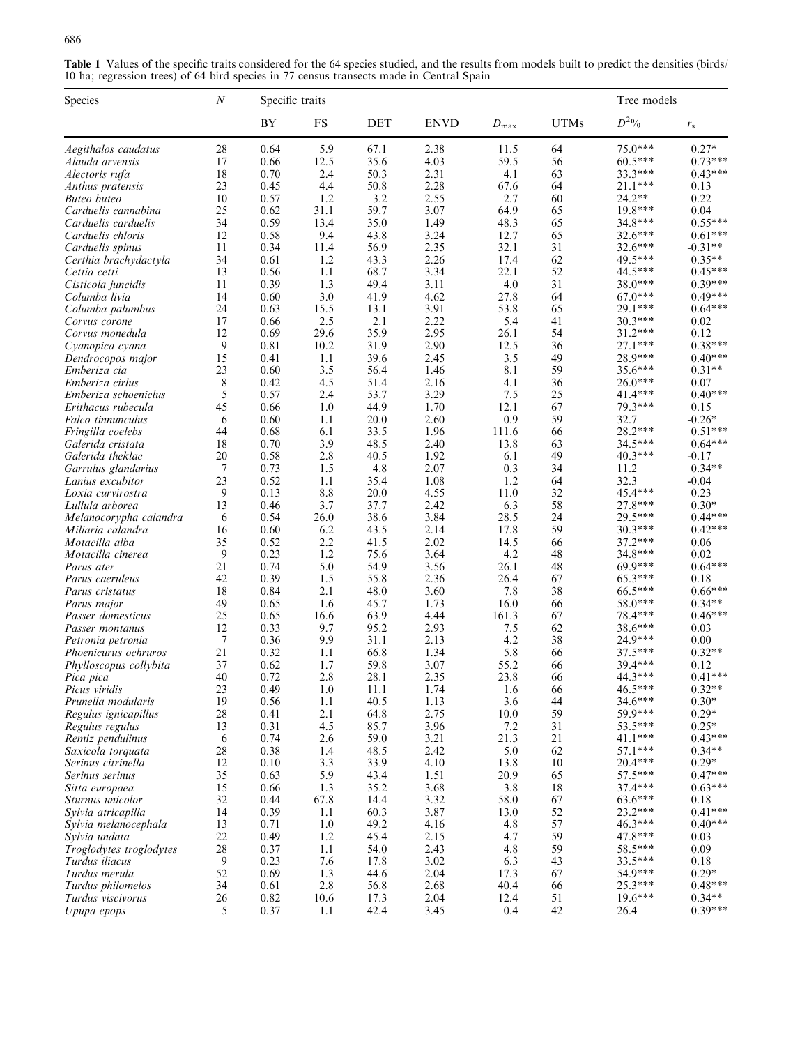**Table 1** Values of the specific traits considered for the 64 species studied, and the results from models built to predict the densities (birds/10 ha; regression trees) of 64 bird species in 77 census transects made in Central Spain

| Species | $N$ | Specific traits | | | | | | Tree models | |
|---|---|---|---|---|---|---|---|---|---|
| | | BY | FS | DET | ENVD | $D_{\max}$ | UTMs | $D^2$% | $r_s$ |
| *Aegithalos caudatus* | 28 | 0.64 | 5.9 | 67.1 | 2.38 | 11.5 | 64 | 75.0*** | 0.27* |
| *Alauda arvensis* | 17 | 0.66 | 12.5 | 35.6 | 4.03 | 59.5 | 56 | 60.5*** | 0.73*** |
| *Alectoris rufa* | 18 | 0.70 | 2.4 | 50.3 | 2.31 | 4.1 | 63 | 33.3*** | 0.43*** |
| *Anthus pratensis* | 23 | 0.45 | 4.4 | 50.8 | 2.28 | 67.6 | 64 | 21.1*** | 0.13 |
| *Buteo buteo* | 10 | 0.57 | 1.2 | 3.2 | 2.55 | 2.7 | 60 | 24.2** | 0.22 |
| *Carduelis cannabina* | 25 | 0.62 | 31.1 | 59.7 | 3.07 | 64.9 | 65 | 19.8*** | 0.04 |
| *Carduelis carduelis* | 34 | 0.59 | 13.4 | 35.0 | 1.49 | 48.3 | 65 | 34.8*** | 0.55*** |
| *Carduelis chloris* | 12 | 0.58 | 9.4 | 43.8 | 3.24 | 12.7 | 65 | 32.6*** | 0.61*** |
| *Carduelis spinus* | 11 | 0.34 | 11.4 | 56.9 | 2.35 | 32.1 | 31 | 32.6*** | -0.31** |
| *Certhia brachydactyla* | 34 | 0.61 | 1.2 | 43.3 | 2.26 | 17.4 | 62 | 49.5*** | 0.35** |
| *Cettia cetti* | 13 | 0.56 | 1.1 | 68.7 | 3.34 | 22.1 | 52 | 44.5*** | 0.45*** |
| *Cisticola juncidis* | 11 | 0.39 | 1.3 | 49.4 | 3.11 | 4.0 | 31 | 38.0*** | 0.39*** |
| *Columba livia* | 14 | 0.60 | 3.0 | 41.9 | 4.62 | 27.8 | 64 | 67.0*** | 0.49*** |
| *Columba palumbus* | 24 | 0.63 | 15.5 | 13.1 | 3.91 | 53.8 | 65 | 29.1*** | 0.64*** |
| *Corvus corone* | 17 | 0.66 | 2.5 | 2.1 | 2.22 | 5.4 | 41 | 30.3*** | 0.02 |
| *Corvus monedula* | 12 | 0.69 | 29.6 | 35.9 | 2.95 | 26.1 | 54 | 31.2*** | 0.12 |
| *Cyanopica cyana* | 9 | 0.81 | 10.2 | 31.9 | 2.90 | 12.5 | 36 | 27.1*** | 0.38*** |
| *Dendrocopos major* | 15 | 0.41 | 1.1 | 39.6 | 2.45 | 3.5 | 49 | 28.9*** | 0.40*** |
| *Emberiza cia* | 23 | 0.60 | 3.5 | 56.4 | 1.46 | 8.1 | 59 | 35.6*** | 0.31** |
| *Emberiza cirlus* | 8 | 0.42 | 4.5 | 51.4 | 2.16 | 4.1 | 36 | 26.0*** | 0.07 |
| *Emberiza schoeniclus* | 5 | 0.57 | 2.4 | 53.7 | 3.29 | 7.5 | 25 | 41.4*** | 0.40*** |
| *Erithacus rubecula* | 45 | 0.66 | 1.0 | 44.9 | 1.70 | 12.1 | 67 | 79.3*** | 0.15 |
| *Falco tinnunculus* | 6 | 0.60 | 1.1 | 20.0 | 2.60 | 0.9 | 59 | 32.7 | -0.26* |
| *Fringilla coelebs* | 44 | 0.68 | 6.1 | 33.5 | 1.96 | 111.6 | 66 | 28.2*** | 0.51*** |
| *Galerida cristata* | 18 | 0.70 | 3.9 | 48.5 | 2.40 | 13.8 | 63 | 34.5*** | 0.64*** |
| *Galerida theklae* | 20 | 0.58 | 2.8 | 40.5 | 1.92 | 6.1 | 49 | 40.3*** | -0.17 |
| *Garrulus glandarius* | 7 | 0.73 | 1.5 | 4.8 | 2.07 | 0.3 | 34 | 11.2 | 0.34** |
| *Lanius excubitor* | 23 | 0.52 | 1.1 | 35.4 | 1.08 | 1.2 | 64 | 32.3 | -0.04 |
| *Loxia curvirostra* | 9 | 0.13 | 8.8 | 20.0 | 4.55 | 11.0 | 32 | 45.4*** | 0.23 |
| *Lullula arborea* | 13 | 0.46 | 3.7 | 37.7 | 2.42 | 6.3 | 58 | 27.8*** | 0.30* |
| *Melanocorypha calandra* | 6 | 0.54 | 26.0 | 38.6 | 3.84 | 28.5 | 24 | 29.5*** | 0.44*** |
| *Miliaria calandra* | 16 | 0.60 | 6.2 | 43.5 | 2.14 | 17.8 | 59 | 30.3*** | 0.42*** |
| *Motacilla alba* | 35 | 0.52 | 2.2 | 41.5 | 2.02 | 14.5 | 66 | 37.2*** | 0.06 |
| *Motacilla cinerea* | 9 | 0.23 | 1.2 | 75.6 | 3.64 | 4.2 | 48 | 34.8*** | 0.02 |
| *Parus ater* | 21 | 0.74 | 5.0 | 54.9 | 3.56 | 26.1 | 48 | 69.9*** | 0.64*** |
| *Parus caeruleus* | 42 | 0.39 | 1.5 | 55.8 | 2.36 | 26.4 | 67 | 65.3*** | 0.18 |
| *Parus cristatus* | 18 | 0.84 | 2.1 | 48.0 | 3.60 | 7.8 | 38 | 66.5*** | 0.66*** |
| *Parus major* | 49 | 0.65 | 1.6 | 45.7 | 1.73 | 16.0 | 66 | 58.0*** | 0.34** |
| *Passer domesticus* | 25 | 0.65 | 16.6 | 63.9 | 4.44 | 161.3 | 67 | 78.4*** | 0.46*** |
| *Passer montanus* | 12 | 0.33 | 9.7 | 95.2 | 2.93 | 7.5 | 62 | 38.6*** | 0.03 |
| *Petronia petronia* | 7 | 0.36 | 9.9 | 31.1 | 2.13 | 4.2 | 38 | 24.9*** | 0.00 |
| *Phoenicurus ochruros* | 21 | 0.32 | 1.1 | 66.8 | 1.34 | 5.8 | 66 | 37.5*** | 0.32** |
| *Phylloscopus collybita* | 37 | 0.62 | 1.7 | 59.8 | 3.07 | 55.2 | 66 | 39.4*** | 0.12 |
| *Pica pica* | 40 | 0.72 | 2.8 | 28.1 | 2.35 | 23.8 | 66 | 44.3*** | 0.41*** |
| *Picus viridis* | 23 | 0.49 | 1.0 | 11.1 | 1.74 | 1.6 | 66 | 46.5*** | 0.32** |
| *Prunella modularis* | 19 | 0.56 | 1.1 | 40.5 | 1.13 | 3.6 | 44 | 34.6*** | 0.30* |
| *Regulus ignicapillus* | 28 | 0.41 | 2.1 | 64.8 | 2.75 | 10.0 | 59 | 59.9*** | 0.29* |
| *Regulus regulus* | 13 | 0.31 | 4.5 | 85.7 | 3.96 | 7.2 | 31 | 53.5*** | 0.25* |
| *Remiz pendulinus* | 6 | 0.74 | 2.6 | 59.0 | 3.21 | 21.3 | 21 | 41.1*** | 0.43*** |
| *Saxicola torquata* | 28 | 0.38 | 1.4 | 48.5 | 2.42 | 5.0 | 62 | 57.1*** | 0.34** |
| *Serinus citrinella* | 12 | 0.10 | 3.3 | 33.9 | 4.10 | 13.8 | 10 | 20.4*** | 0.29* |
| *Serinus serinus* | 35 | 0.63 | 5.9 | 43.4 | 1.51 | 20.9 | 65 | 57.5*** | 0.47*** |
| *Sitta europaea* | 15 | 0.66 | 1.3 | 35.2 | 3.68 | 3.8 | 18 | 37.4*** | 0.63*** |
| *Sturnus unicolor* | 32 | 0.44 | 67.8 | 14.4 | 3.32 | 58.0 | 67 | 63.6*** | 0.18 |
| *Sylvia atricapilla* | 14 | 0.39 | 1.1 | 60.3 | 3.87 | 13.0 | 52 | 23.2*** | 0.41*** |
| *Sylvia melanocephala* | 13 | 0.71 | 1.0 | 49.2 | 4.16 | 4.8 | 57 | 46.3*** | 0.40*** |
| *Sylvia undata* | 22 | 0.49 | 1.2 | 45.4 | 2.15 | 4.7 | 59 | 47.8*** | 0.03 |
| *Troglodytes troglodytes* | 28 | 0.37 | 1.1 | 54.0 | 2.43 | 4.8 | 59 | 58.5*** | 0.09 |
| *Turdus iliacus* | 9 | 0.23 | 7.6 | 17.8 | 3.02 | 6.3 | 43 | 33.5*** | 0.18 |
| *Turdus merula* | 52 | 0.69 | 1.3 | 44.6 | 2.04 | 17.3 | 67 | 54.9*** | 0.29* |
| *Turdus philomelos* | 34 | 0.61 | 2.8 | 56.8 | 2.68 | 40.4 | 66 | 25.3*** | 0.48*** |
| *Turdus viscivorus* | 26 | 0.82 | 10.6 | 17.3 | 2.04 | 12.4 | 51 | 19.6*** | 0.34** |
| *Upupa epops* | 5 | 0.37 | 1.1 | 42.4 | 3.45 | 0.4 | 42 | 26.4 | 0.39*** |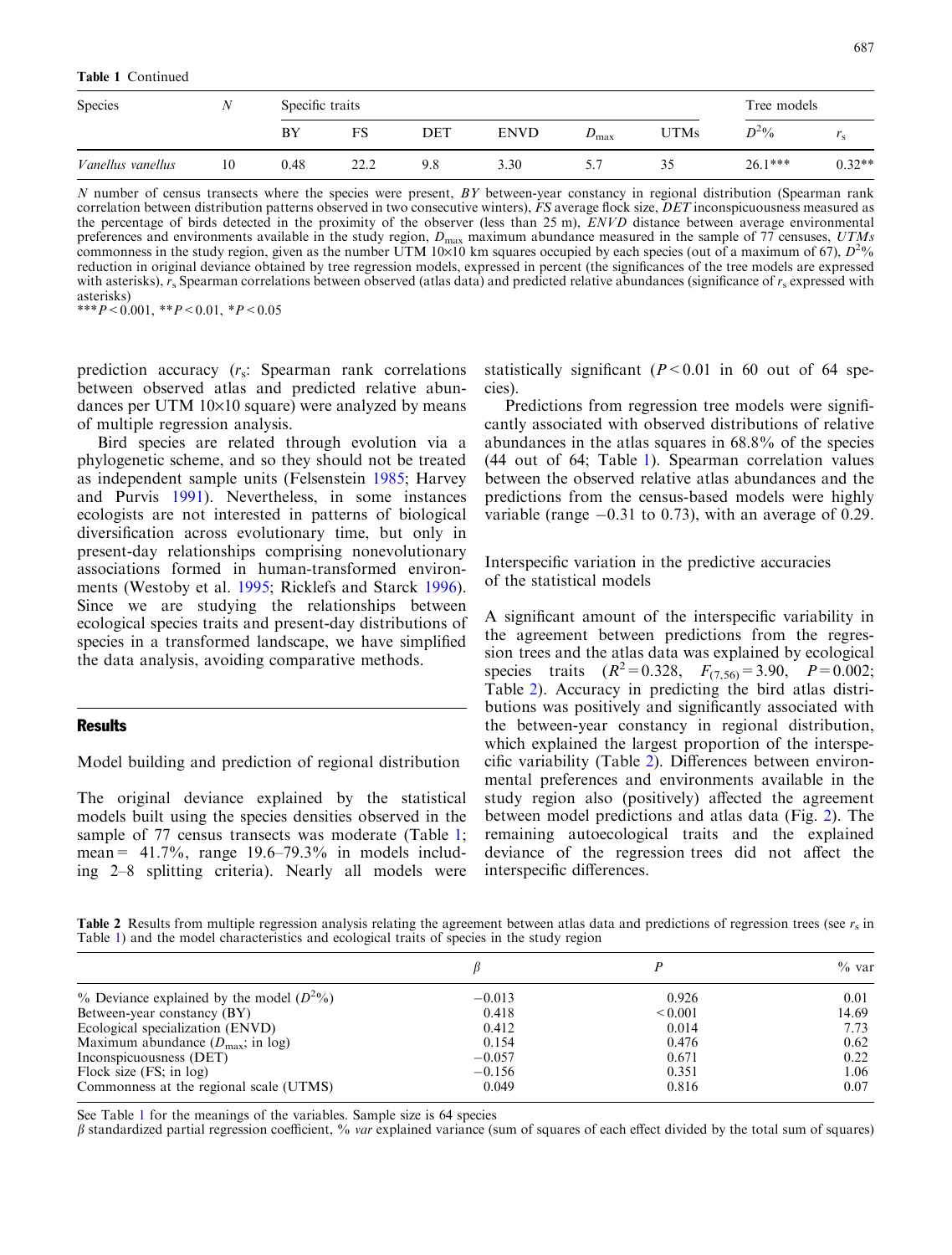**Table 1** Continued

| Species | $N$ | Specific traits | | | | | | Tree models | |
|---|---|---|---|---|---|---|---|---|---|
| | | BY | FS | DET | ENVD | $D_{max}$ | UTMs | $D^2$% | $r_s$ |
| *Vanellus vanellus* | 10 | 0.48 | 22.2 | 9.8 | 3.30 | 5.7 | 35 | 26.1*** | 0.32** |

$N$ number of census transects where the species were present, $BY$ between-year constancy in regional distribution (Spearman rank correlation between distribution patterns observed in two consecutive winters), $FS$ average flock size, $DET$ inconspicuousness measured as the percentage of birds detected in the proximity of the observer (less than 25 m), $ENVD$ distance between average environmental preferences and environments available in the study region, $D_{max}$ maximum abundance measured in the sample of 77 censuses, $UTMs$ commonness in the study region, given as the number UTM 10×10 km squares occupied by each species (out of a maximum of 67), $D^2$% reduction in original deviance obtained by tree regression models, expressed in percent (the significances of the tree models are expressed with asterisks), $r_s$ Spearman correlations between observed (atlas data) and predicted relative abundances (significance of $r_s$ expressed with asterisks)

***$P < 0.001$, **$P < 0.01$, *$P < 0.05$

prediction accuracy ($r_s$: Spearman rank correlations between observed atlas and predicted relative abundances per UTM 10×10 square) were analyzed by means of multiple regression analysis.

Bird species are related through evolution via a phylogenetic scheme, and so they should not be treated as independent sample units (Felsenstein 1985; Harvey and Purvis 1991). Nevertheless, in some instances ecologists are not interested in patterns of biological diversification across evolutionary time, but only in present-day relationships comprising nonevolutionary associations formed in human-transformed environments (Westoby et al. 1995; Ricklefs and Starck 1996). Since we are studying the relationships between ecological species traits and present-day distributions of species in a transformed landscape, we have simplified the data analysis, avoiding comparative methods.

## Results

### Model building and prediction of regional distribution

The original deviance explained by the statistical models built using the species densities observed in the sample of 77 census transects was moderate (Table 1; mean = 41.7%, range 19.6–79.3% in models including 2–8 splitting criteria). Nearly all models were statistically significant ($P < 0.01$ in 60 out of 64 species).

Predictions from regression tree models were significantly associated with observed distributions of relative abundances in the atlas squares in 68.8% of the species (44 out of 64; Table 1). Spearman correlation values between the observed relative atlas abundances and the predictions from the census-based models were highly variable (range −0.31 to 0.73), with an average of 0.29.

### Interspecific variation in the predictive accuracies of the statistical models

A significant amount of the interspecific variability in the agreement between predictions from the regression trees and the atlas data was explained by ecological species traits ($R^2 = 0.328$, $F_{(7,56)} = 3.90$, $P = 0.002$; Table 2). Accuracy in predicting the bird atlas distributions was positively and significantly associated with the between-year constancy in regional distribution, which explained the largest proportion of the interspecific variability (Table 2). Differences between environmental preferences and environments available in the study region also (positively) affected the agreement between model predictions and atlas data (Fig. 2). The remaining autoecological traits and the explained deviance of the regression trees did not affect the interspecific differences.

**Table 2** Results from multiple regression analysis relating the agreement between atlas data and predictions of regression trees (see $r_s$ in Table 1) and the model characteristics and ecological traits of species in the study region

| | $\beta$ | $P$ | % var |
|---|---|---|---|
| % Deviance explained by the model ($D^2$%) | −0.013 | 0.926 | 0.01 |
| Between-year constancy (BY) | 0.418 | < 0.001 | 14.69 |
| Ecological specialization (ENVD) | 0.412 | 0.014 | 7.73 |
| Maximum abundance ($D_{max}$; in log) | 0.154 | 0.476 | 0.62 |
| Inconspicuousness (DET) | −0.057 | 0.671 | 0.22 |
| Flock size (FS; in log) | −0.156 | 0.351 | 1.06 |
| Commonness at the regional scale (UTMS) | 0.049 | 0.816 | 0.07 |

See Table 1 for the meanings of the variables. Sample size is 64 species

$\beta$ standardized partial regression coefficient, % *var* explained variance (sum of squares of each effect divided by the total sum of squares)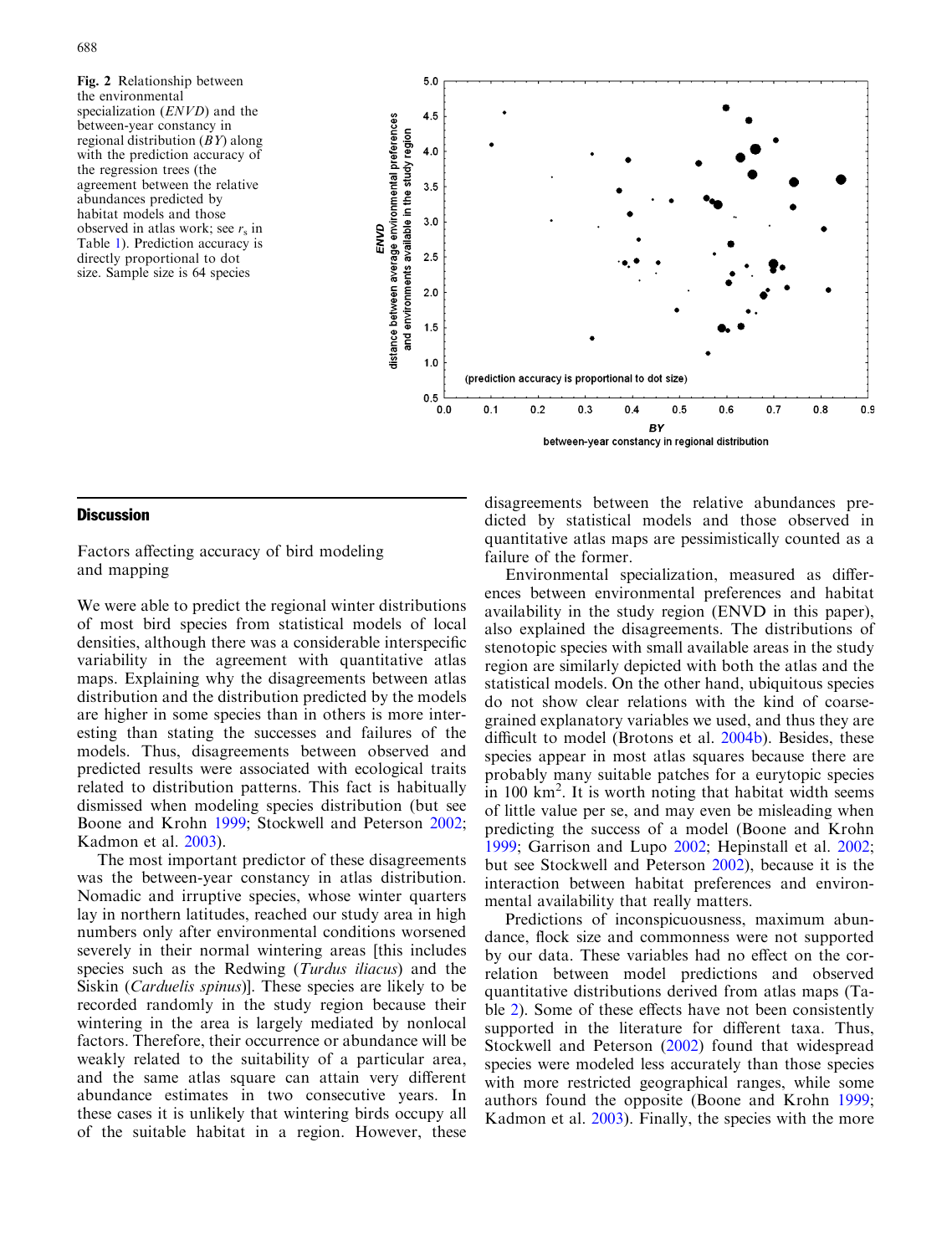**Fig. 2** Relationship between the environmental specialization (*ENVD*) and the between-year constancy in regional distribution (*BY*) along with the prediction accuracy of the regression trees (the agreement between the relative abundances predicted by habitat models and those observed in atlas work; see $r_s$ in Table 1). Prediction accuracy is directly proportional to dot size. Sample size is 64 species

ENVD

distance between average environmental preferences and environments available in the study region

5.0
4.5
4.0
3.5
3.0
2.5
2.0
1.5
1.0
0.5

(prediction accuracy is proportional to dot size)

0.0 0.1 0.2 0.3 0.4 0.5 0.6 0.7 0.8 0.9

BY

between-year constancy in regional distribution

## Discussion

### Factors affecting accuracy of bird modeling and mapping

We were able to predict the regional winter distributions of most bird species from statistical models of local densities, although there was a considerable interspecific variability in the agreement with quantitative atlas maps. Explaining why the disagreements between atlas distribution and the distribution predicted by the models are higher in some species than in others is more interesting than stating the successes and failures of the models. Thus, disagreements between observed and predicted results were associated with ecological traits related to distribution patterns. This fact is habitually dismissed when modeling species distribution (but see Boone and Krohn 1999; Stockwell and Peterson 2002; Kadmon et al. 2003).

The most important predictor of these disagreements was the between-year constancy in atlas distribution. Nomadic and irruptive species, whose winter quarters lay in northern latitudes, reached our study area in high numbers only after environmental conditions worsened severely in their normal wintering areas [this includes species such as the Redwing (*Turdus iliacus*) and the Siskin (*Carduelis spinus*)]. These species are likely to be recorded randomly in the study region because their wintering in the area is largely mediated by nonlocal factors. Therefore, their occurrence or abundance will be weakly related to the suitability of a particular area, and the same atlas square can attain very different abundance estimates in two consecutive years. In these cases it is unlikely that wintering birds occupy all of the suitable habitat in a region. However, these disagreements between the relative abundances predicted by statistical models and those observed in quantitative atlas maps are pessimistically counted as a failure of the former.

Environmental specialization, measured as differences between environmental preferences and habitat availability in the study region (ENVD in this paper), also explained the disagreements. The distributions of stenotopic species with small available areas in the study region are similarly depicted with both the atlas and the statistical models. On the other hand, ubiquitous species do not show clear relations with the kind of coarse-grained explanatory variables we used, and thus they are difficult to model (Brotons et al. 2004b). Besides, these species appear in most atlas squares because there are probably many suitable patches for a eurytopic species in 100 km$^2$. It is worth noting that habitat width seems of little value per se, and may even be misleading when predicting the success of a model (Boone and Krohn 1999; Garrison and Lupo 2002; Hepinstall et al. 2002; but see Stockwell and Peterson 2002), because it is the interaction between habitat preferences and environmental availability that really matters.

Predictions of inconspicuousness, maximum abundance, flock size and commonness were not supported by our data. These variables had no effect on the correlation between model predictions and observed quantitative distributions derived from atlas maps (Table 2). Some of these effects have not been consistently supported in the literature for different taxa. Thus, Stockwell and Peterson (2002) found that widespread species were modeled less accurately than those species with more restricted geographical ranges, while some authors found the opposite (Boone and Krohn 1999; Kadmon et al. 2003). Finally, the species with the more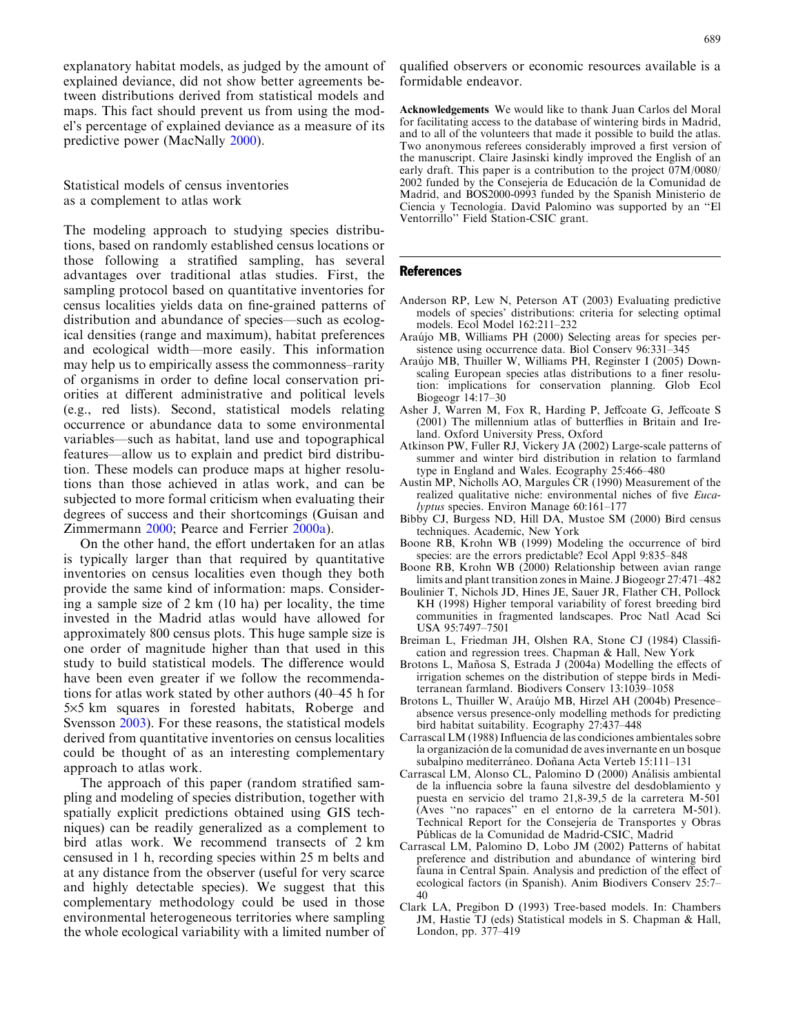explanatory habitat models, as judged by the amount of explained deviance, did not show better agreements between distributions derived from statistical models and maps. This fact should prevent us from using the model's percentage of explained deviance as a measure of its predictive power (MacNally 2000).

## Statistical models of census inventories as a complement to atlas work

The modeling approach to studying species distributions, based on randomly established census locations or those following a stratified sampling, has several advantages over traditional atlas studies. First, the sampling protocol based on quantitative inventories for census localities yields data on fine-grained patterns of distribution and abundance of species—such as ecological densities (range and maximum), habitat preferences and ecological width—more easily. This information may help us to empirically assess the commonness–rarity of organisms in order to define local conservation priorities at different administrative and political levels (e.g., red lists). Second, statistical models relating occurrence or abundance data to some environmental variables—such as habitat, land use and topographical features—allow us to explain and predict bird distribution. These models can produce maps at higher resolutions than those achieved in atlas work, and can be subjected to more formal criticism when evaluating their degrees of success and their shortcomings (Guisan and Zimmermann 2000; Pearce and Ferrier 2000a).

On the other hand, the effort undertaken for an atlas is typically larger than that required by quantitative inventories on census localities even though they both provide the same kind of information: maps. Considering a sample size of 2 km (10 ha) per locality, the time invested in the Madrid atlas would have allowed for approximately 800 census plots. This huge sample size is one order of magnitude higher than that used in this study to build statistical models. The difference would have been even greater if we follow the recommendations for atlas work stated by other authors (40–45 h for 5×5 km squares in forested habitats, Roberge and Svensson 2003). For these reasons, the statistical models derived from quantitative inventories on census localities could be thought of as an interesting complementary approach to atlas work.

The approach of this paper (random stratified sampling and modeling of species distribution, together with spatially explicit predictions obtained using GIS techniques) can be readily generalized as a complement to bird atlas work. We recommend transects of 2 km censused in 1 h, recording species within 25 m belts and at any distance from the observer (useful for very scarce and highly detectable species). We suggest that this complementary methodology could be used in those environmental heterogeneous territories where sampling the whole ecological variability with a limited number of qualified observers or economic resources available is a formidable endeavor.

**Acknowledgements** We would like to thank Juan Carlos del Moral for facilitating access to the database of wintering birds in Madrid, and to all of the volunteers that made it possible to build the atlas. Two anonymous referees considerably improved a first version of the manuscript. Claire Jasinski kindly improved the English of an early draft. This paper is a contribution to the project 07M/0080/2002 funded by the Consejería de Educación de la Comunidad de Madrid, and BOS2000-0993 funded by the Spanish Ministerio de Ciencia y Tecnología. David Palomino was supported by an "El Ventorrillo" Field Station-CSIC grant.

## References

Anderson RP, Lew N, Peterson AT (2003) Evaluating predictive models of species' distributions: criteria for selecting optimal models. Ecol Model 162:211–232

Araújo MB, Williams PH (2000) Selecting areas for species persistence using occurrence data. Biol Conserv 96:331–345

Araújo MB, Thuiller W, Williams PH, Reginster I (2005) Downscaling European species atlas distributions to a finer resolution: implications for conservation planning. Glob Ecol Biogeogr 14:17–30

Asher J, Warren M, Fox R, Harding P, Jeffcoate G, Jeffcoate S (2001) The millennium atlas of butterflies in Britain and Ireland. Oxford University Press, Oxford

Atkinson PW, Fuller RJ, Vickery JA (2002) Large-scale patterns of summer and winter bird distribution in relation to farmland type in England and Wales. Ecography 25:466–480

Austin MP, Nicholls AO, Margules CR (1990) Measurement of the realized qualitative niche: environmental niches of five *Eucalyptus* species. Environ Manage 60:161–177

Bibby CJ, Burgess ND, Hill DA, Mustoe SM (2000) Bird census techniques. Academic, New York

Boone RB, Krohn WB (1999) Modeling the occurrence of bird species: are the errors predictable? Ecol Appl 9:835–848

Boone RB, Krohn WB (2000) Relationship between avian range limits and plant transition zones in Maine. J Biogeogr 27:471–482

Boulinier T, Nichols JD, Hines JE, Sauer JR, Flather CH, Pollock KH (1998) Higher temporal variability of forest breeding bird communities in fragmented landscapes. Proc Natl Acad Sci USA 95:7497–7501

Breiman L, Friedman JH, Olshen RA, Stone CJ (1984) Classification and regression trees. Chapman & Hall, New York

Brotons L, Mañosa S, Estrada J (2004a) Modelling the effects of irrigation schemes on the distribution of steppe birds in Mediterranean farmland. Biodivers Conserv 13:1039–1058

Brotons L, Thuiller W, Araújo MB, Hirzel AH (2004b) Presence–absence versus presence-only modelling methods for predicting bird habitat suitability. Ecography 27:437–448

Carrascal LM (1988) Influencia de las condiciones ambientales sobre la organización de la comunidad de aves invernante en un bosque subalpino mediterráneo. Doñana Acta Verteb 15:111–131

Carrascal LM, Alonso CL, Palomino D (2000) Análisis ambiental de la influencia sobre la fauna silvestre del desdoblamiento y puesta en servicio del tramo 21,8-39,5 de la carretera M-501 (Aves "no rapaces" en el entorno de la carretera M-501). Technical Report for the Consejería de Transportes y Obras Públicas de la Comunidad de Madrid-CSIC, Madrid

Carrascal LM, Palomino D, Lobo JM (2002) Patterns of habitat preference and distribution and abundance of wintering bird fauna in Central Spain. Analysis and prediction of the effect of ecological factors (in Spanish). Anim Biodivers Conserv 25:7–40

Clark LA, Pregibon D (1993) Tree-based models. In: Chambers JM, Hastie TJ (eds) Statistical models in S. Chapman & Hall, London, pp. 377–419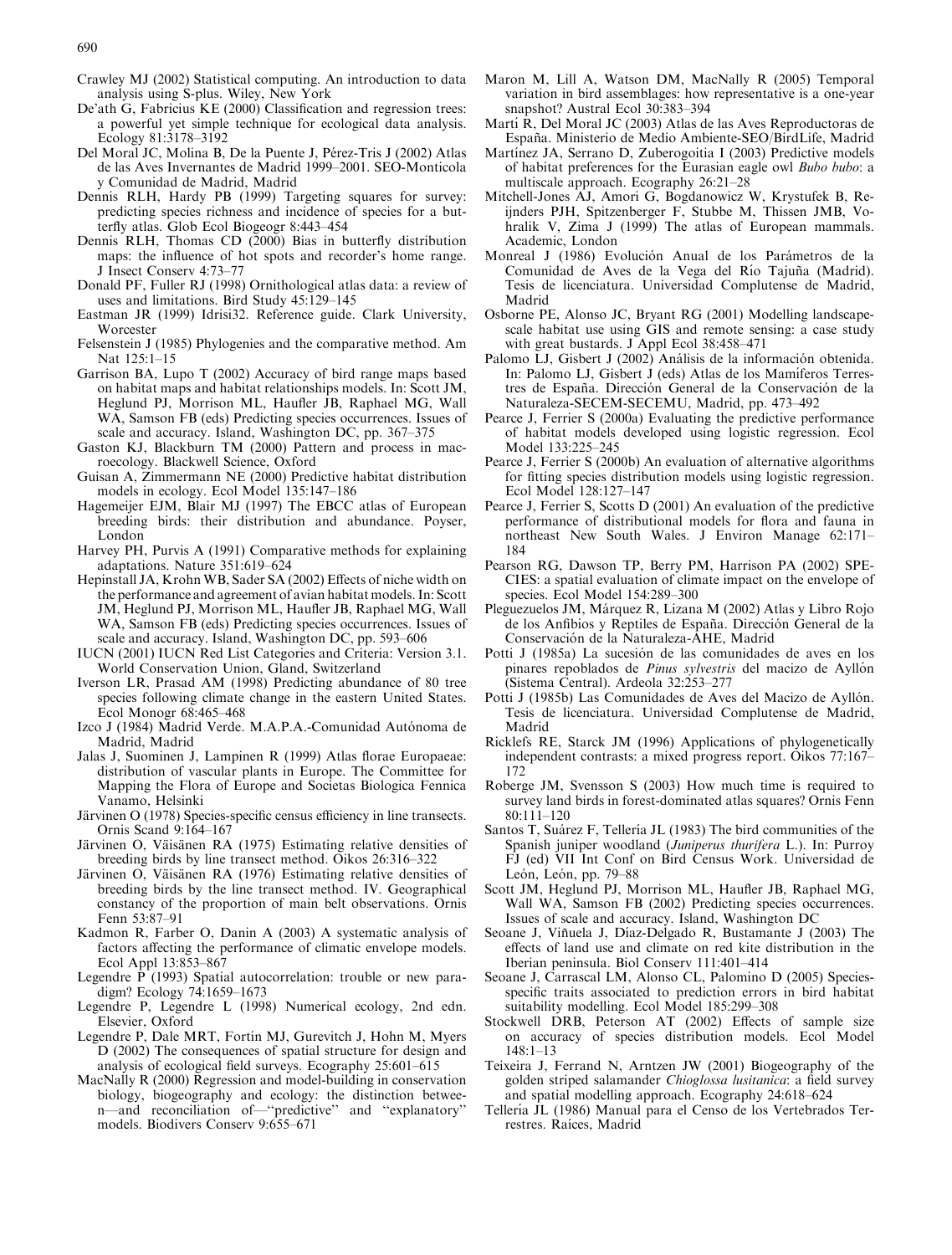Crawley MJ (2002) Statistical computing. An introduction to data analysis using S-plus. Wiley, New York

De'ath G, Fabricius KE (2000) Classification and regression trees: a powerful yet simple technique for ecological data analysis. Ecology 81:3178–3192

Del Moral JC, Molina B, De la Puente J, Pérez-Tris J (2002) Atlas de las Aves Invernantes de Madrid 1999–2001. SEO-Monticola y Comunidad de Madrid, Madrid

Dennis RLH, Hardy PB (1999) Targeting squares for survey: predicting species richness and incidence of species for a butterfly atlas. Glob Ecol Biogeogr 8:443–454

Dennis RLH, Thomas CD (2000) Bias in butterfly distribution maps: the influence of hot spots and recorder's home range. J Insect Conserv 4:73–77

Donald PF, Fuller RJ (1998) Ornithological atlas data: a review of uses and limitations. Bird Study 45:129–145

Eastman JR (1999) Idrisi32. Reference guide. Clark University, Worcester

Felsenstein J (1985) Phylogenies and the comparative method. Am Nat 125:1–15

Garrison BA, Lupo T (2002) Accuracy of bird range maps based on habitat maps and habitat relationships models. In: Scott JM, Heglund PJ, Morrison ML, Haufler JB, Raphael MG, Wall WA, Samson FB (eds) Predicting species occurrences. Issues of scale and accuracy. Island, Washington DC, pp. 367–375

Gaston KJ, Blackburn TM (2000) Pattern and process in macroecology. Blackwell Science, Oxford

Guisan A, Zimmermann NE (2000) Predictive habitat distribution models in ecology. Ecol Model 135:147–186

Hagemeijer EJM, Blair MJ (1997) The EBCC atlas of European breeding birds: their distribution and abundance. Poyser, London

Harvey PH, Purvis A (1991) Comparative methods for explaining adaptations. Nature 351:619–624

Hepinstall JA, Krohn WB, Sader SA (2002) Effects of niche width on the performance and agreement of avian habitat models. In: Scott JM, Heglund PJ, Morrison ML, Haufler JB, Raphael MG, Wall WA, Samson FB (eds) Predicting species occurrences. Issues of scale and accuracy. Island, Washington DC, pp. 593–606

IUCN (2001) IUCN Red List Categories and Criteria: Version 3.1. World Conservation Union, Gland, Switzerland

Iverson LR, Prasad AM (1998) Predicting abundance of 80 tree species following climate change in the eastern United States. Ecol Monogr 68:465–468

Izco J (1984) Madrid Verde. M.A.P.A.-Comunidad Autónoma de Madrid, Madrid

Jalas J, Suominen J, Lampinen R (1999) Atlas florae Europaeae: distribution of vascular plants in Europe. The Committee for Mapping the Flora of Europe and Societas Biologica Fennica Vanamo, Helsinki

Järvinen O (1978) Species-specific census efficiency in line transects. Ornis Scand 9:164–167

Järvinen O, Väisänen RA (1975) Estimating relative densities of breeding birds by line transect method. Oikos 26:316–322

Järvinen O, Väisänen RA (1976) Estimating relative densities of breeding birds by the line transect method. IV. Geographical constancy of the proportion of main belt observations. Ornis Fenn 53:87–91

Kadmon R, Farber O, Danin A (2003) A systematic analysis of factors affecting the performance of climatic envelope models. Ecol Appl 13:853–867

Legendre P (1993) Spatial autocorrelation: trouble or new paradigm? Ecology 74:1659–1673

Legendre P, Legendre L (1998) Numerical ecology, 2nd edn. Elsevier, Oxford

Legendre P, Dale MRT, Fortin MJ, Gurevitch J, Hohn M, Myers D (2002) The consequences of spatial structure for design and analysis of ecological field surveys. Ecography 25:601–615

MacNally R (2000) Regression and model-building in conservation biology, biogeography and ecology: the distinction between—and reconciliation of—"predictive" and "explanatory" models. Biodivers Conserv 9:655–671

Maron M, Lill A, Watson DM, MacNally R (2005) Temporal variation in bird assemblages: how representative is a one-year snapshot? Austral Ecol 30:383–394

Martí R, Del Moral JC (2003) Atlas de las Aves Reproductoras de España. Ministerio de Medio Ambiente-SEO/BirdLife, Madrid

Martínez JA, Serrano D, Zuberogoitia I (2003) Predictive models of habitat preferences for the Eurasian eagle owl *Bubo bubo*: a multiscale approach. Ecography 26:21–28

Mitchell-Jones AJ, Amori G, Bogdanowicz W, Krystufek B, Reijnders PJH, Spitzenberger F, Stubbe M, Thissen JMB, Vohralik V, Zima J (1999) The atlas of European mammals. Academic, London

Monreal J (1986) Evolución Anual de los Parámetros de la Comunidad de Aves de la Vega del Río Tajuña (Madrid). Tesis de licenciatura. Universidad Complutense de Madrid, Madrid

Osborne PE, Alonso JC, Bryant RG (2001) Modelling landscape-scale habitat use using GIS and remote sensing: a case study with great bustards. J Appl Ecol 38:458–471

Palomo LJ, Gisbert J (2002) Análisis de la información obtenida. In: Palomo LJ, Gisbert J (eds) Atlas de los Mamíferos Terrestres de España. Dirección General de la Conservación de la Naturaleza-SECEM-SECEMU, Madrid, pp. 473–492

Pearce J, Ferrier S (2000a) Evaluating the predictive performance of habitat models developed using logistic regression. Ecol Model 133:225–245

Pearce J, Ferrier S (2000b) An evaluation of alternative algorithms for fitting species distribution models using logistic regression. Ecol Model 128:127–147

Pearce J, Ferrier S, Scotts D (2001) An evaluation of the predictive performance of distributional models for flora and fauna in northeast New South Wales. J Environ Manage 62:171–184

Pearson RG, Dawson TP, Berry PM, Harrison PA (2002) SPECIES: a spatial evaluation of climate impact on the envelope of species. Ecol Model 154:289–300

Pleguezuelos JM, Márquez R, Lizana M (2002) Atlas y Libro Rojo de los Anfibios y Reptiles de España. Dirección General de la Conservación de la Naturaleza-AHE, Madrid

Potti J (1985a) La sucesión de las comunidades de aves en los pinares repoblados de *Pinus sylvestris* del macizo de Ayllón (Sistema Central). Ardeola 32:253–277

Potti J (1985b) Las Comunidades de Aves del Macizo de Ayllón. Tesis de licenciatura. Universidad Complutense de Madrid, Madrid

Ricklefs RE, Starck JM (1996) Applications of phylogenetically independent contrasts: a mixed progress report. Oikos 77:167–172

Roberge JM, Svensson S (2003) How much time is required to survey land birds in forest-dominated atlas squares? Ornis Fenn 80:111–120

Santos T, Suárez F, Tellería JL (1983) The bird communities of the Spanish juniper woodland (*Juniperus thurifera* L.). In: Purroy FJ (ed) VII Int Conf on Bird Census Work. Universidad de León, León, pp. 79–88

Scott JM, Heglund PJ, Morrison ML, Haufler JB, Raphael MG, Wall WA, Samson FB (2002) Predicting species occurrences. Issues of scale and accuracy. Island, Washington DC

Seoane J, Viñuela J, Díaz-Delgado R, Bustamante J (2003) The effects of land use and climate on red kite distribution in the Iberian peninsula. Biol Conserv 111:401–414

Seoane J, Carrascal LM, Alonso CL, Palomino D (2005) Species-specific traits associated to prediction errors in bird habitat suitability modelling. Ecol Model 185:299–308

Stockwell DRB, Peterson AT (2002) Effects of sample size on accuracy of species distribution models. Ecol Model 148:1–13

Teixeira J, Ferrand N, Arntzen JW (2001) Biogeography of the golden striped salamander *Chioglossa lusitanica*: a field survey and spatial modelling approach. Ecography 24:618–624

Tellería JL (1986) Manual para el Censo de los Vertebrados Terrestres. Raíces, Madrid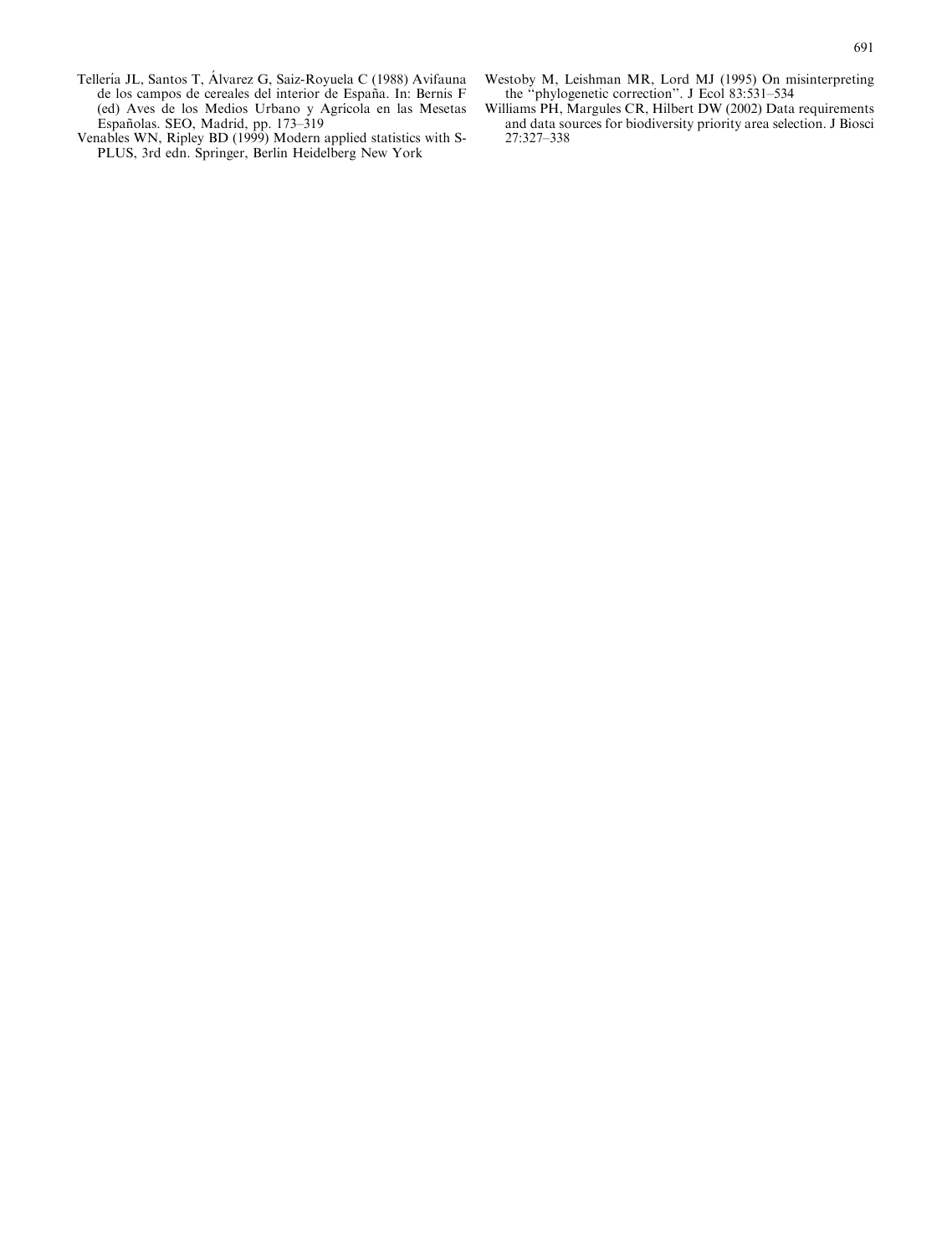Tellería JL, Santos T, Álvarez G, Saiz-Royuela C (1988) Avifauna de los campos de cereales del interior de España. In: Bernis F (ed) Aves de los Medios Urbano y Agrícola en las Mesetas Españolas. SEO, Madrid, pp. 173–319

Venables WN, Ripley BD (1999) Modern applied statistics with S-PLUS, 3rd edn. Springer, Berlin Heidelberg New York

Westoby M, Leishman MR, Lord MJ (1995) On misinterpreting the "phylogenetic correction". J Ecol 83:531–534

Williams PH, Margules CR, Hilbert DW (2002) Data requirements and data sources for biodiversity priority area selection. J Biosci 27:327–338